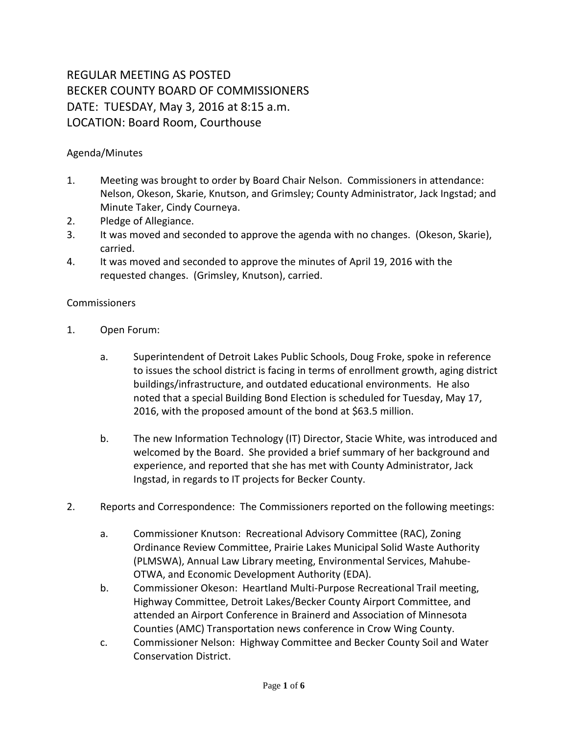# REGULAR MEETING AS POSTED
# BECKER COUNTY BOARD OF COMMISSIONERS
# DATE: TUESDAY, May 3, 2016 at 8:15 a.m.
# LOCATION: Board Room, Courthouse

Agenda/Minutes

1. Meeting was brought to order by Board Chair Nelson. Commissioners in attendance: Nelson, Okeson, Skarie, Knutson, and Grimsley; County Administrator, Jack Ingstad; and Minute Taker, Cindy Courneya.
2. Pledge of Allegiance.
3. It was moved and seconded to approve the agenda with no changes. (Okeson, Skarie), carried.
4. It was moved and seconded to approve the minutes of April 19, 2016 with the requested changes. (Grimsley, Knutson), carried.

Commissioners

1. Open Forum:

   a. Superintendent of Detroit Lakes Public Schools, Doug Froke, spoke in reference to issues the school district is facing in terms of enrollment growth, aging district buildings/infrastructure, and outdated educational environments. He also noted that a special Building Bond Election is scheduled for Tuesday, May 17, 2016, with the proposed amount of the bond at $63.5 million.

   b. The new Information Technology (IT) Director, Stacie White, was introduced and welcomed by the Board. She provided a brief summary of her background and experience, and reported that she has met with County Administrator, Jack Ingstad, in regards to IT projects for Becker County.

2. Reports and Correspondence: The Commissioners reported on the following meetings:

   a. Commissioner Knutson: Recreational Advisory Committee (RAC), Zoning Ordinance Review Committee, Prairie Lakes Municipal Solid Waste Authority (PLMSWA), Annual Law Library meeting, Environmental Services, Mahube-OTWA, and Economic Development Authority (EDA).
   b. Commissioner Okeson: Heartland Multi-Purpose Recreational Trail meeting, Highway Committee, Detroit Lakes/Becker County Airport Committee, and attended an Airport Conference in Brainerd and Association of Minnesota Counties (AMC) Transportation news conference in Crow Wing County.
   c. Commissioner Nelson: Highway Committee and Becker County Soil and Water Conservation District.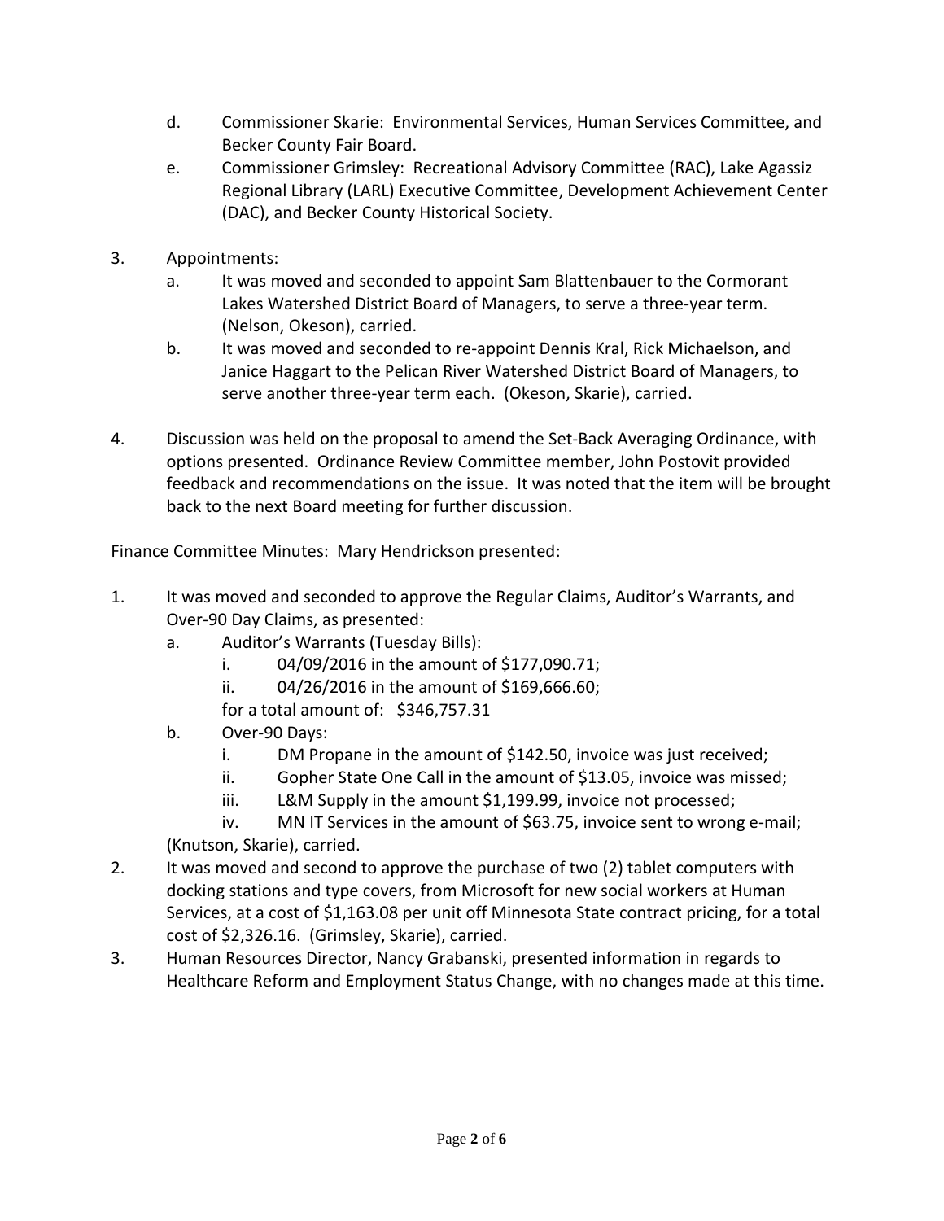d. Commissioner Skarie: Environmental Services, Human Services Committee, and Becker County Fair Board.

e. Commissioner Grimsley: Recreational Advisory Committee (RAC), Lake Agassiz Regional Library (LARL) Executive Committee, Development Achievement Center (DAC), and Becker County Historical Society.

3. Appointments:
   a. It was moved and seconded to appoint Sam Blattenbauer to the Cormorant Lakes Watershed District Board of Managers, to serve a three-year term. (Nelson, Okeson), carried.
   b. It was moved and seconded to re-appoint Dennis Kral, Rick Michaelson, and Janice Haggart to the Pelican River Watershed District Board of Managers, to serve another three-year term each. (Okeson, Skarie), carried.

4. Discussion was held on the proposal to amend the Set-Back Averaging Ordinance, with options presented. Ordinance Review Committee member, John Postovit provided feedback and recommendations on the issue. It was noted that the item will be brought back to the next Board meeting for further discussion.

Finance Committee Minutes: Mary Hendrickson presented:

1. It was moved and seconded to approve the Regular Claims, Auditor's Warrants, and Over-90 Day Claims, as presented:
   a. Auditor's Warrants (Tuesday Bills):
      i. 04/09/2016 in the amount of $177,090.71;
      ii. 04/26/2016 in the amount of $169,666.60;

      for a total amount of: $346,757.31
   b. Over-90 Days:
      i. DM Propane in the amount of $142.50, invoice was just received;
      ii. Gopher State One Call in the amount of $13.05, invoice was missed;
      iii. L&M Supply in the amount $1,199.99, invoice not processed;
      iv. MN IT Services in the amount of $63.75, invoice sent to wrong e-mail;

   (Knutson, Skarie), carried.
2. It was moved and second to approve the purchase of two (2) tablet computers with docking stations and type covers, from Microsoft for new social workers at Human Services, at a cost of $1,163.08 per unit off Minnesota State contract pricing, for a total cost of $2,326.16. (Grimsley, Skarie), carried.
3. Human Resources Director, Nancy Grabanski, presented information in regards to Healthcare Reform and Employment Status Change, with no changes made at this time.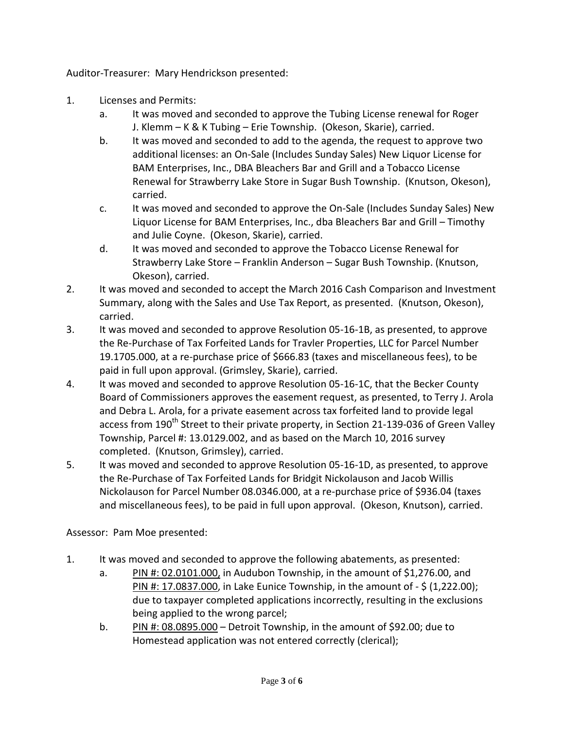Auditor-Treasurer: Mary Hendrickson presented:

1. Licenses and Permits:
   a. It was moved and seconded to approve the Tubing License renewal for Roger J. Klemm – K & K Tubing – Erie Township. (Okeson, Skarie), carried.
   b. It was moved and seconded to add to the agenda, the request to approve two additional licenses: an On-Sale (Includes Sunday Sales) New Liquor License for BAM Enterprises, Inc., DBA Bleachers Bar and Grill and a Tobacco License Renewal for Strawberry Lake Store in Sugar Bush Township. (Knutson, Okeson), carried.
   c. It was moved and seconded to approve the On-Sale (Includes Sunday Sales) New Liquor License for BAM Enterprises, Inc., dba Bleachers Bar and Grill – Timothy and Julie Coyne. (Okeson, Skarie), carried.
   d. It was moved and seconded to approve the Tobacco License Renewal for Strawberry Lake Store – Franklin Anderson – Sugar Bush Township. (Knutson, Okeson), carried.
2. It was moved and seconded to accept the March 2016 Cash Comparison and Investment Summary, along with the Sales and Use Tax Report, as presented. (Knutson, Okeson), carried.
3. It was moved and seconded to approve Resolution 05-16-1B, as presented, to approve the Re-Purchase of Tax Forfeited Lands for Travler Properties, LLC for Parcel Number 19.1705.000, at a re-purchase price of $666.83 (taxes and miscellaneous fees), to be paid in full upon approval. (Grimsley, Skarie), carried.
4. It was moved and seconded to approve Resolution 05-16-1C, that the Becker County Board of Commissioners approves the easement request, as presented, to Terry J. Arola and Debra L. Arola, for a private easement across tax forfeited land to provide legal access from 190th Street to their private property, in Section 21-139-036 of Green Valley Township, Parcel #: 13.0129.002, and as based on the March 10, 2016 survey completed. (Knutson, Grimsley), carried.
5. It was moved and seconded to approve Resolution 05-16-1D, as presented, to approve the Re-Purchase of Tax Forfeited Lands for Bridgit Nickolauson and Jacob Willis Nickolauson for Parcel Number 08.0346.000, at a re-purchase price of $936.04 (taxes and miscellaneous fees), to be paid in full upon approval. (Okeson, Knutson), carried.

Assessor: Pam Moe presented:

1. It was moved and seconded to approve the following abatements, as presented:
   a. PIN #: 02.0101.000, in Audubon Township, in the amount of $1,276.00, and PIN #: 17.0837.000, in Lake Eunice Township, in the amount of - $ (1,222.00); due to taxpayer completed applications incorrectly, resulting in the exclusions being applied to the wrong parcel;
   b. PIN #: 08.0895.000 – Detroit Township, in the amount of $92.00; due to Homestead application was not entered correctly (clerical);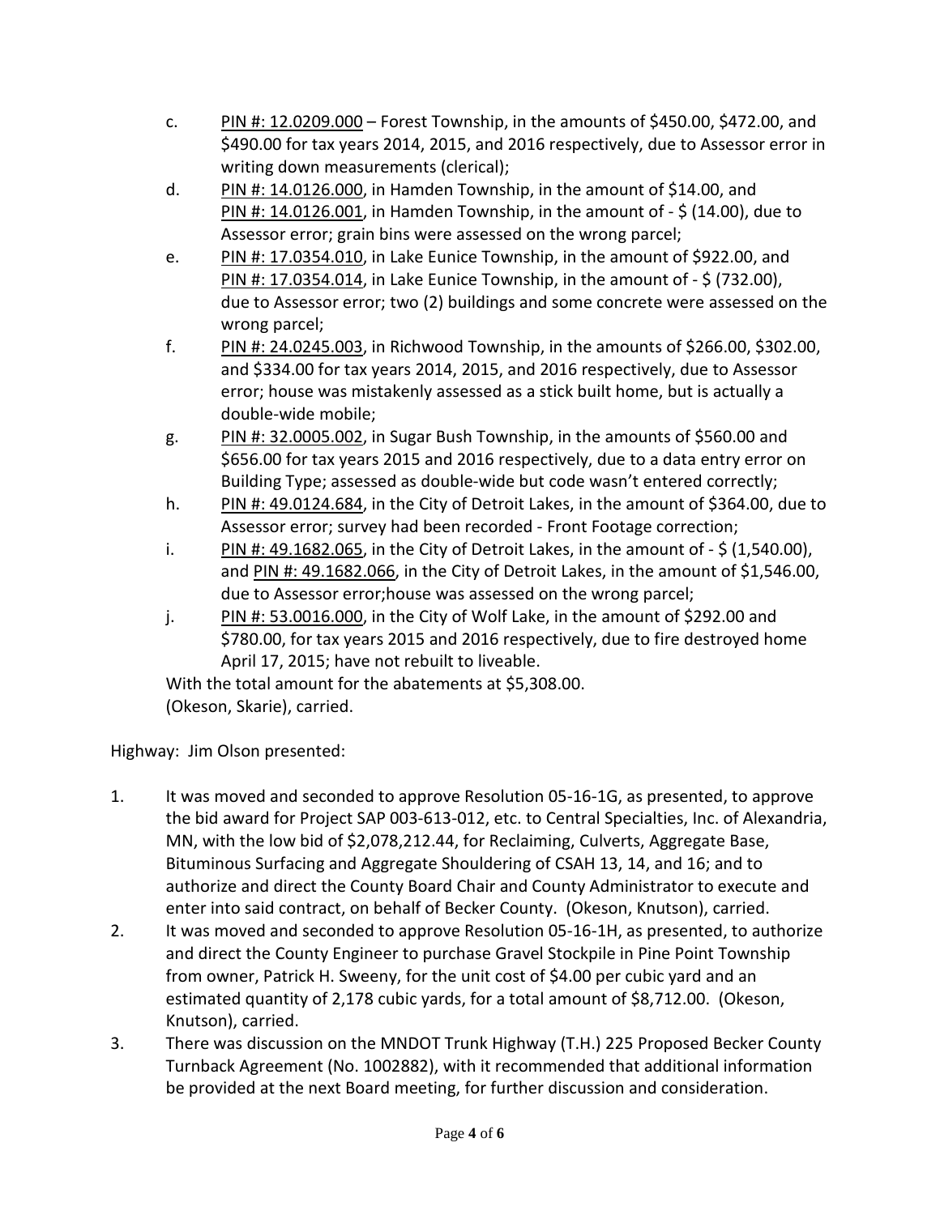c. PIN #: 12.0209.000 – Forest Township, in the amounts of $450.00, $472.00, and $490.00 for tax years 2014, 2015, and 2016 respectively, due to Assessor error in writing down measurements (clerical);

d. PIN #: 14.0126.000, in Hamden Township, in the amount of $14.00, and PIN #: 14.0126.001, in Hamden Township, in the amount of - $ (14.00), due to Assessor error; grain bins were assessed on the wrong parcel;

e. PIN #: 17.0354.010, in Lake Eunice Township, in the amount of $922.00, and PIN #: 17.0354.014, in Lake Eunice Township, in the amount of - $ (732.00), due to Assessor error; two (2) buildings and some concrete were assessed on the wrong parcel;

f. PIN #: 24.0245.003, in Richwood Township, in the amounts of $266.00, $302.00, and $334.00 for tax years 2014, 2015, and 2016 respectively, due to Assessor error; house was mistakenly assessed as a stick built home, but is actually a double-wide mobile;

g. PIN #: 32.0005.002, in Sugar Bush Township, in the amounts of $560.00 and $656.00 for tax years 2015 and 2016 respectively, due to a data entry error on Building Type; assessed as double-wide but code wasn't entered correctly;

h. PIN #: 49.0124.684, in the City of Detroit Lakes, in the amount of $364.00, due to Assessor error; survey had been recorded - Front Footage correction;

i. PIN #: 49.1682.065, in the City of Detroit Lakes, in the amount of - $ (1,540.00), and PIN #: 49.1682.066, in the City of Detroit Lakes, in the amount of $1,546.00, due to Assessor error;house was assessed on the wrong parcel;

j. PIN #: 53.0016.000, in the City of Wolf Lake, in the amount of $292.00 and $780.00, for tax years 2015 and 2016 respectively, due to fire destroyed home April 17, 2015; have not rebuilt to liveable.

With the total amount for the abatements at $5,308.00.
(Okeson, Skarie), carried.

Highway: Jim Olson presented:

1. It was moved and seconded to approve Resolution 05-16-1G, as presented, to approve the bid award for Project SAP 003-613-012, etc. to Central Specialties, Inc. of Alexandria, MN, with the low bid of $2,078,212.44, for Reclaiming, Culverts, Aggregate Base, Bituminous Surfacing and Aggregate Shouldering of CSAH 13, 14, and 16; and to authorize and direct the County Board Chair and County Administrator to execute and enter into said contract, on behalf of Becker County. (Okeson, Knutson), carried.
2. It was moved and seconded to approve Resolution 05-16-1H, as presented, to authorize and direct the County Engineer to purchase Gravel Stockpile in Pine Point Township from owner, Patrick H. Sweeny, for the unit cost of $4.00 per cubic yard and an estimated quantity of 2,178 cubic yards, for a total amount of $8,712.00. (Okeson, Knutson), carried.
3. There was discussion on the MNDOT Trunk Highway (T.H.) 225 Proposed Becker County Turnback Agreement (No. 1002882), with it recommended that additional information be provided at the next Board meeting, for further discussion and consideration.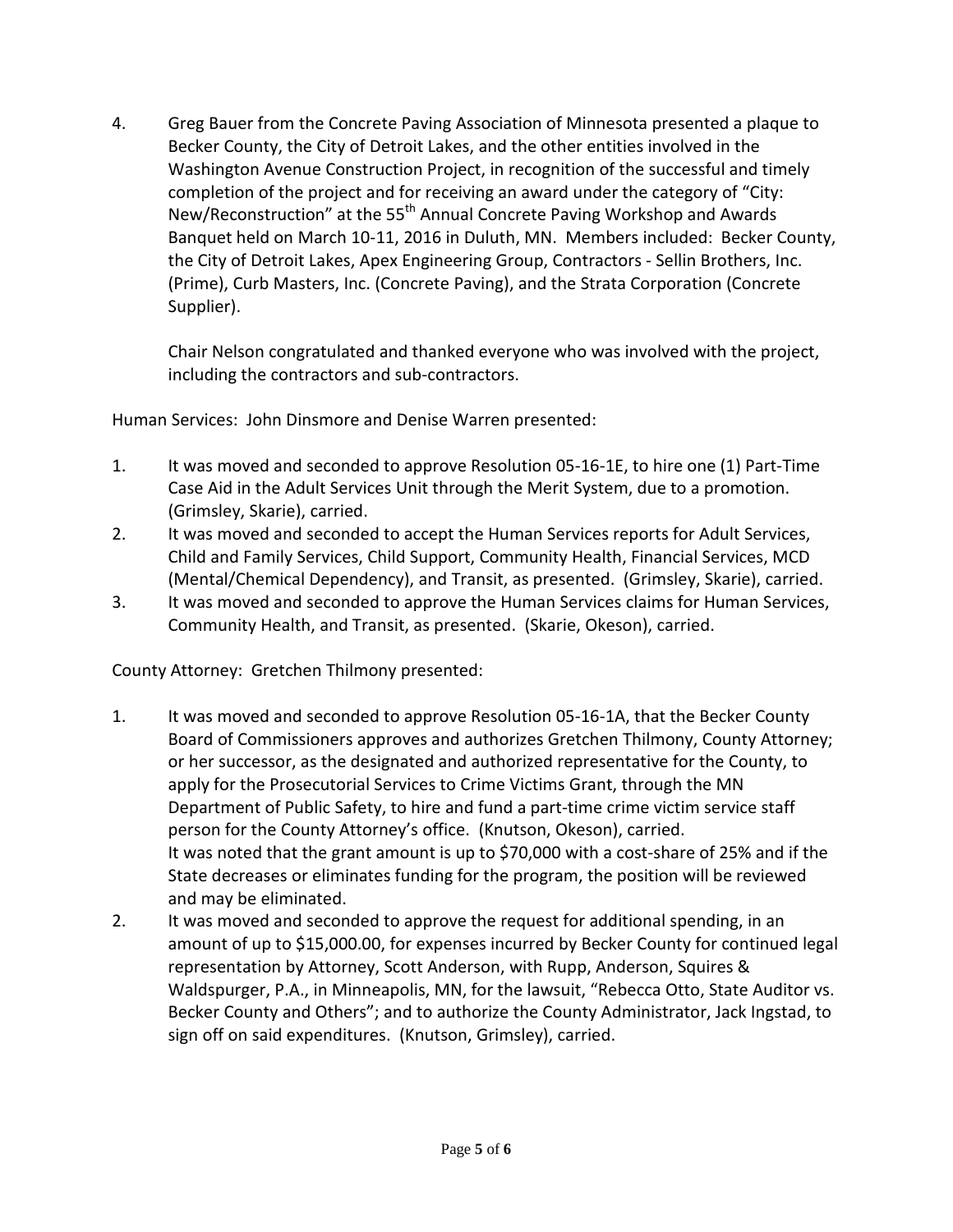4. Greg Bauer from the Concrete Paving Association of Minnesota presented a plaque to Becker County, the City of Detroit Lakes, and the other entities involved in the Washington Avenue Construction Project, in recognition of the successful and timely completion of the project and for receiving an award under the category of "City: New/Reconstruction" at the 55th Annual Concrete Paving Workshop and Awards Banquet held on March 10-11, 2016 in Duluth, MN. Members included: Becker County, the City of Detroit Lakes, Apex Engineering Group, Contractors - Sellin Brothers, Inc. (Prime), Curb Masters, Inc. (Concrete Paving), and the Strata Corporation (Concrete Supplier).

   Chair Nelson congratulated and thanked everyone who was involved with the project, including the contractors and sub-contractors.

Human Services: John Dinsmore and Denise Warren presented:

1. It was moved and seconded to approve Resolution 05-16-1E, to hire one (1) Part-Time Case Aid in the Adult Services Unit through the Merit System, due to a promotion. (Grimsley, Skarie), carried.
2. It was moved and seconded to accept the Human Services reports for Adult Services, Child and Family Services, Child Support, Community Health, Financial Services, MCD (Mental/Chemical Dependency), and Transit, as presented. (Grimsley, Skarie), carried.
3. It was moved and seconded to approve the Human Services claims for Human Services, Community Health, and Transit, as presented. (Skarie, Okeson), carried.

County Attorney: Gretchen Thilmony presented:

1. It was moved and seconded to approve Resolution 05-16-1A, that the Becker County Board of Commissioners approves and authorizes Gretchen Thilmony, County Attorney; or her successor, as the designated and authorized representative for the County, to apply for the Prosecutorial Services to Crime Victims Grant, through the MN Department of Public Safety, to hire and fund a part-time crime victim service staff person for the County Attorney's office. (Knutson, Okeson), carried.
   It was noted that the grant amount is up to $70,000 with a cost-share of 25% and if the State decreases or eliminates funding for the program, the position will be reviewed and may be eliminated.
2. It was moved and seconded to approve the request for additional spending, in an amount of up to $15,000.00, for expenses incurred by Becker County for continued legal representation by Attorney, Scott Anderson, with Rupp, Anderson, Squires & Waldspurger, P.A., in Minneapolis, MN, for the lawsuit, "Rebecca Otto, State Auditor vs. Becker County and Others"; and to authorize the County Administrator, Jack Ingstad, to sign off on said expenditures. (Knutson, Grimsley), carried.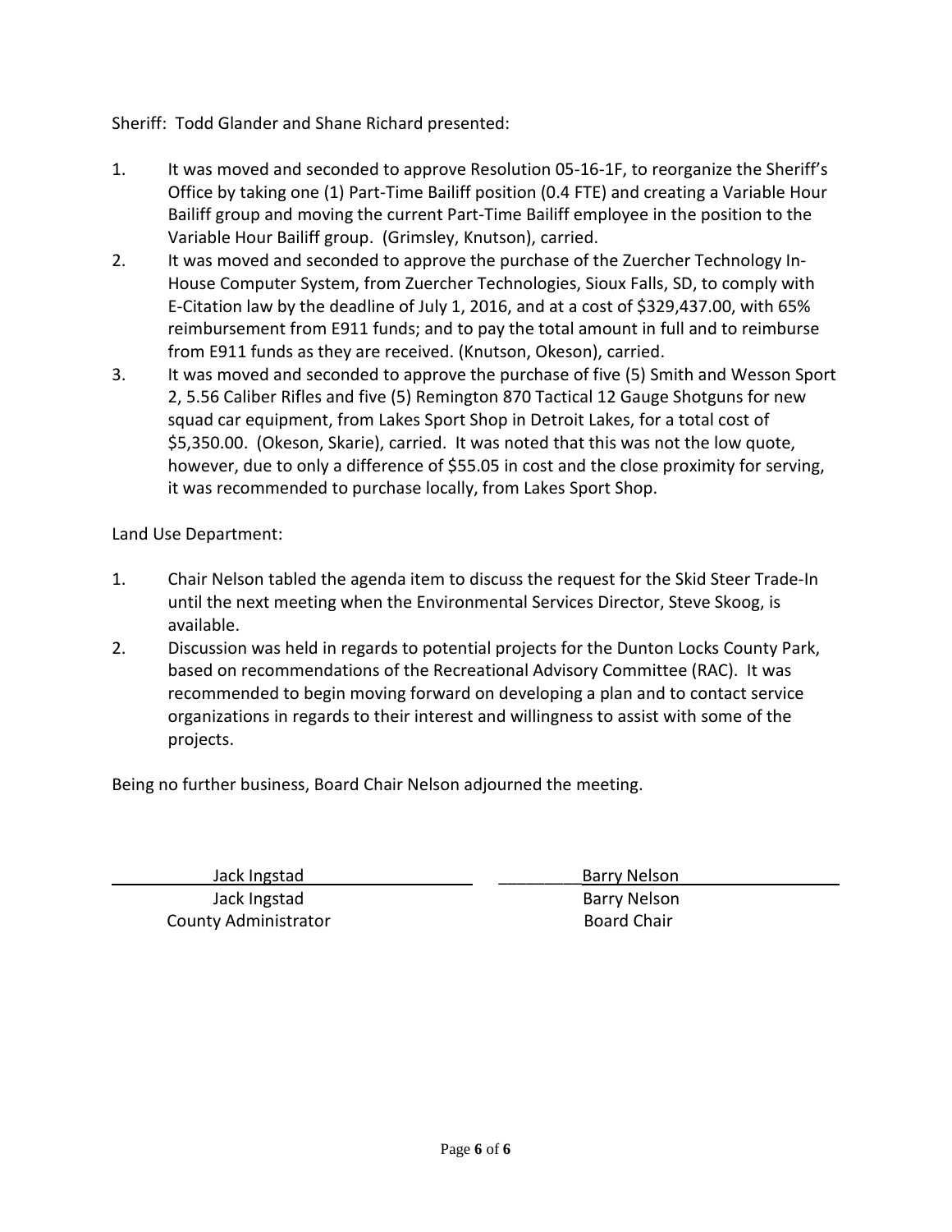Sheriff: Todd Glander and Shane Richard presented:

1. It was moved and seconded to approve Resolution 05-16-1F, to reorganize the Sheriff's Office by taking one (1) Part-Time Bailiff position (0.4 FTE) and creating a Variable Hour Bailiff group and moving the current Part-Time Bailiff employee in the position to the Variable Hour Bailiff group. (Grimsley, Knutson), carried.
2. It was moved and seconded to approve the purchase of the Zuercher Technology In-House Computer System, from Zuercher Technologies, Sioux Falls, SD, to comply with E-Citation law by the deadline of July 1, 2016, and at a cost of $329,437.00, with 65% reimbursement from E911 funds; and to pay the total amount in full and to reimburse from E911 funds as they are received. (Knutson, Okeson), carried.
3. It was moved and seconded to approve the purchase of five (5) Smith and Wesson Sport 2, 5.56 Caliber Rifles and five (5) Remington 870 Tactical 12 Gauge Shotguns for new squad car equipment, from Lakes Sport Shop in Detroit Lakes, for a total cost of $5,350.00. (Okeson, Skarie), carried. It was noted that this was not the low quote, however, due to only a difference of $55.05 in cost and the close proximity for serving, it was recommended to purchase locally, from Lakes Sport Shop.

Land Use Department:

1. Chair Nelson tabled the agenda item to discuss the request for the Skid Steer Trade-In until the next meeting when the Environmental Services Director, Steve Skoog, is available.
2. Discussion was held in regards to potential projects for the Dunton Locks County Park, based on recommendations of the Recreational Advisory Committee (RAC). It was recommended to begin moving forward on developing a plan and to contact service organizations in regards to their interest and willingness to assist with some of the projects.

Being no further business, Board Chair Nelson adjourned the meeting.

| | |
|---|---|
| Jack Ingstad | Barry Nelson |
| Jack Ingstad | Barry Nelson |
| County Administrator | Board Chair |